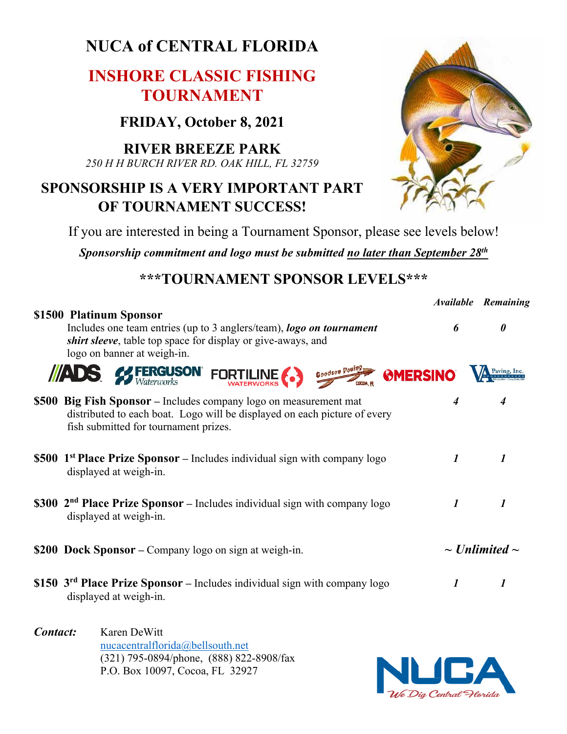# NUCA of CENTRAL FLORIDA

## INSHORE CLASSIC FISHING TOURNAMENT

### FRIDAY, October 8, 2021

### RIVER BREEZE PARK

*250 H H BURCH RIVER RD. OAK HILL, FL 32759*

## SPONSORSHIP IS A VERY IMPORTANT PART OF TOURNAMENT SUCCESS!

If you are interested in being a Tournament Sponsor, please see levels below!

***Sponsorship commitment and logo must be submitted no later than September 28th***

## ***TOURNAMENT SPONSOR LEVELS***

| Sponsor Level | Available | Remaining |
|---|---|---|
| **$1500 Platinum Sponsor** Includes one team entries (up to 3 anglers/team), ***logo on tournament shirt sleeve***, table top space for display or give-aways, and logo on banner at weigh-in. | *6* | *0* |
| **$500 Big Fish Sponsor** – Includes company logo on measurement mat distributed to each boat. Logo will be displayed on each picture of every fish submitted for tournament prizes. | *4* | *4* |
| **$500 1st Place Prize Sponsor** – Includes individual sign with company logo displayed at weigh-in. | *1* | *1* |
| **$300 2nd Place Prize Sponsor** – Includes individual sign with company logo displayed at weigh-in. | *1* | *1* |
| **$200 Dock Sponsor** – Company logo on sign at weigh-in. | *~ Unlimited ~* | |
| **$150 3rd Place Prize Sponsor** – Includes individual sign with company logo displayed at weigh-in. | *1* | *1* |

Platinum Sponsors: ADS, Ferguson Waterworks, Fortiline Waterworks, Goodson Paving (Cocoa, FL), Mersino, VA Paving, Inc.

***Contact:*** Karen DeWitt
nucacentralflorida@bellsouth.net
(321) 795-0894/phone, (888) 822-8908/fax
P.O. Box 10097, Cocoa, FL 32927

NUCA *We Dig Central Florida*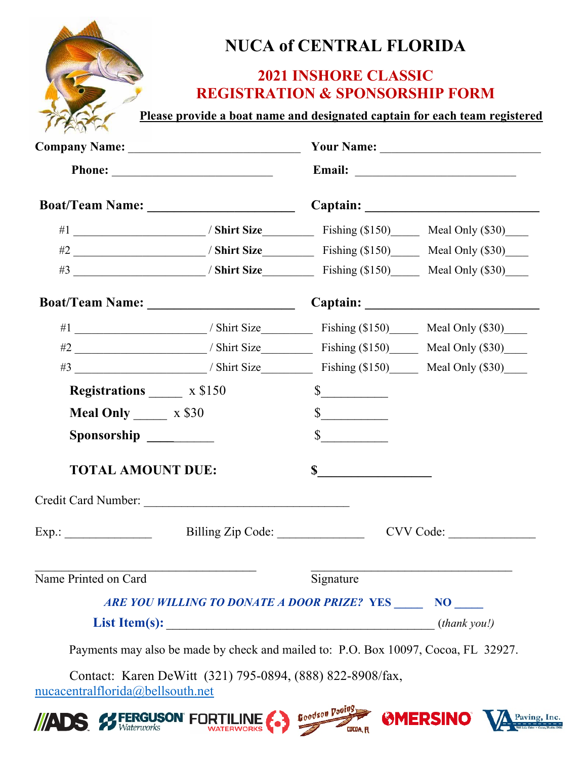# NUCA of CENTRAL FLORIDA

## 2021 INSHORE CLASSIC
## REGISTRATION & SPONSORSHIP FORM

**Please provide a boat name and designated captain for each team registered**

**Company Name:** ___________________________ **Your Name:** _________________________

**Phone:** _________________________ **Email:** _________________________

**Boat/Team Name:** ______________________ **Captain:** ___________________________

#1 ______________________ / **Shirt Size**_________ Fishing ($150)_____ Meal Only ($30)____

#2 ______________________ / **Shirt Size**_________ Fishing ($150)_____ Meal Only ($30)____

#3 ______________________ / **Shirt Size**_________ Fishing ($150)_____ Meal Only ($30)____

**Boat/Team Name:** ______________________ **Captain:** ___________________________

#1 ______________________ / Shirt Size_________ Fishing ($150)_____ Meal Only ($30)____

#2 ______________________ / Shirt Size_________ Fishing ($150)_____ Meal Only ($30)____

#3 ______________________ / Shirt Size_________ Fishing ($150)_____ Meal Only ($30)____

**Registrations** _____ x $150 $__________

**Meal Only** _____ x $30 $__________

**Sponsorship** __________ $__________

**TOTAL AMOUNT DUE:** **$________________**

Credit Card Number: _________________________________

Exp.: ______________ Billing Zip Code: ______________ CVV Code: ______________

___________________________________ ________________________________

Name Printed on Card Signature

***ARE YOU WILLING TO DONATE A DOOR PRIZE? YES _____ NO _____***

**List Item(s):** ___________________________________________ (*thank you!*)

Payments may also be made by check and mailed to: P.O. Box 10097, Cocoa, FL 32927.

Contact: Karen DeWitt (321) 795-0894, (888) 822-8908/fax, nucacentralflorida@bellsouth.net

ADS FERGUSON Waterworks FORTILINE WATERWORKS Goodson Paving COCOA, FL MERSINO VA Paving, Inc.